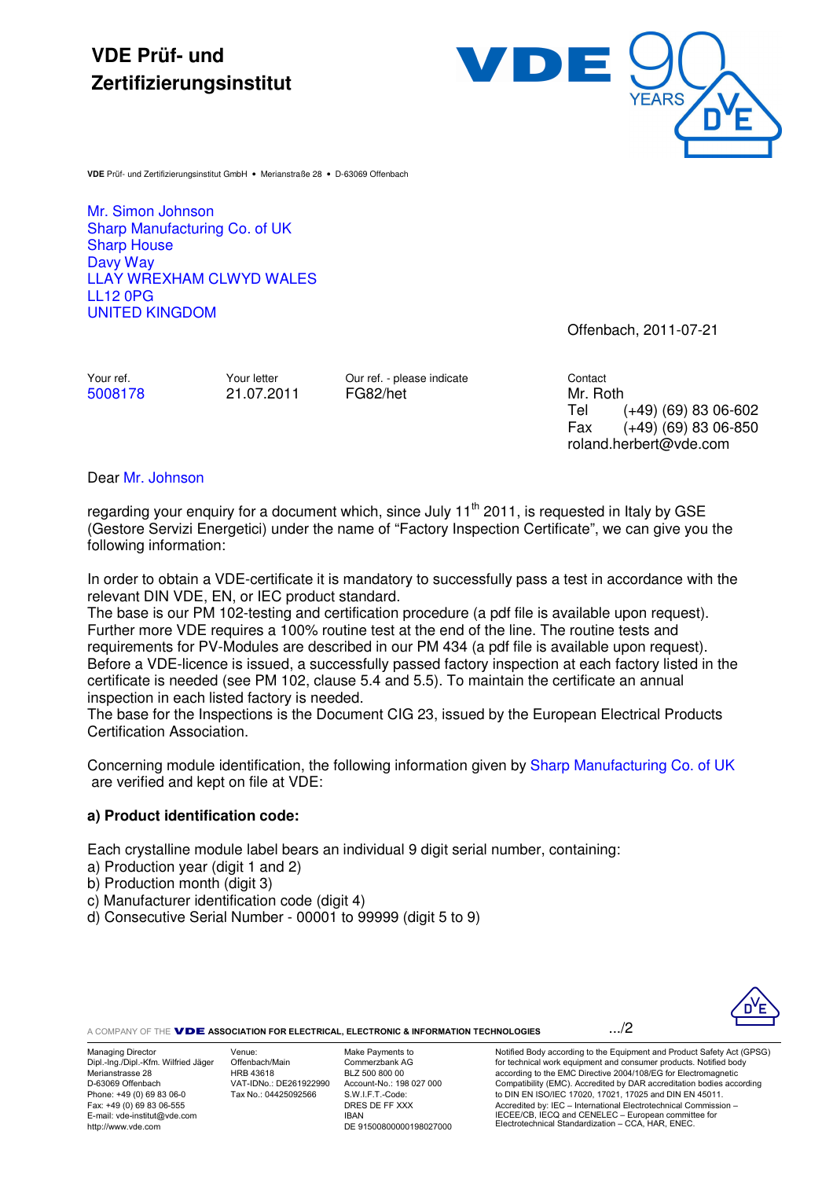**VDE Prüf- und Zertifizierungsinstitut**

VDE 90 YEARS

**VDE** Prüf- und Zertifizierungsinstitut GmbH • Merianstraße 28 • D-63069 Offenbach

Mr. Simon Johnson
Sharp Manufacturing Co. of UK
Sharp House
Davy Way
LLAY WREXHAM CLWYD WALES
LL12 0PG
UNITED KINGDOM

Offenbach, 2011-07-21

| Your ref. | Your letter | Our ref. - please indicate | Contact |
|---|---|---|---|
| 5008178 | 21.07.2011 | FG82/het | Mr. Roth<br>Tel (+49) (69) 83 06-602<br>Fax (+49) (69) 83 06-850<br>roland.herbert@vde.com |

Dear Mr. Johnson

regarding your enquiry for a document which, since July 11th 2011, is requested in Italy by GSE (Gestore Servizi Energetici) under the name of "Factory Inspection Certificate", we can give you the following information:

In order to obtain a VDE-certificate it is mandatory to successfully pass a test in accordance with the relevant DIN VDE, EN, or IEC product standard.
The base is our PM 102-testing and certification procedure (a pdf file is available upon request).
Further more VDE requires a 100% routine test at the end of the line. The routine tests and requirements for PV-Modules are described in our PM 434 (a pdf file is available upon request).
Before a VDE-licence is issued, a successfully passed factory inspection at each factory listed in the certificate is needed (see PM 102, clause 5.4 and 5.5). To maintain the certificate an annual inspection in each listed factory is needed.
The base for the Inspections is the Document CIG 23, issued by the European Electrical Products Certification Association.

Concerning module identification, the following information given by Sharp Manufacturing Co. of UK are verified and kept on file at VDE:

**a) Product identification code:**

Each crystalline module label bears an individual 9 digit serial number, containing:
a) Production year (digit 1 and 2)
b) Production month (digit 3)
c) Manufacturer identification code (digit 4)
d) Consecutive Serial Number - 00001 to 99999 (digit 5 to 9)

A COMPANY OF THE VDE ASSOCIATION FOR ELECTRICAL, ELECTRONIC & INFORMATION TECHNOLOGIES

.../2

Managing Director
Dipl.-Ing./Dipl.-Kfm. Wilfried Jäger
Merianstrasse 28
D-63069 Offenbach
Phone: +49 (0) 69 83 06-0
Fax: +49 (0) 69 83 06-555
E-mail: vde-institut@vde.com
http://www.vde.com

Venue:
Offenbach/Main
HRB 43618
VAT-IDNo.: DE261922990
Tax No.: 04425092566

Make Payments to
Commerzbank AG
BLZ 500 800 00
Account-No.: 198 027 000
S.W.I.F.T.-Code:
DRES DE FF XXX
IBAN
DE 91500800000198027000

Notified Body according to the Equipment and Product Safety Act (GPSG) for technical work equipment and consumer products. Notified body according to the EMC Directive 2004/108/EG for Electromagnetic Compatibility (EMC). Accredited by DAR accreditation bodies according to DIN EN ISO/IEC 17020, 17021, 17025 and DIN EN 45011.
Accredited by: IEC – International Electrotechnical Commission – IECEE/CB, IECQ and CENELEC – European committee for Electrotechnical Standardization – CCA, HAR, ENEC.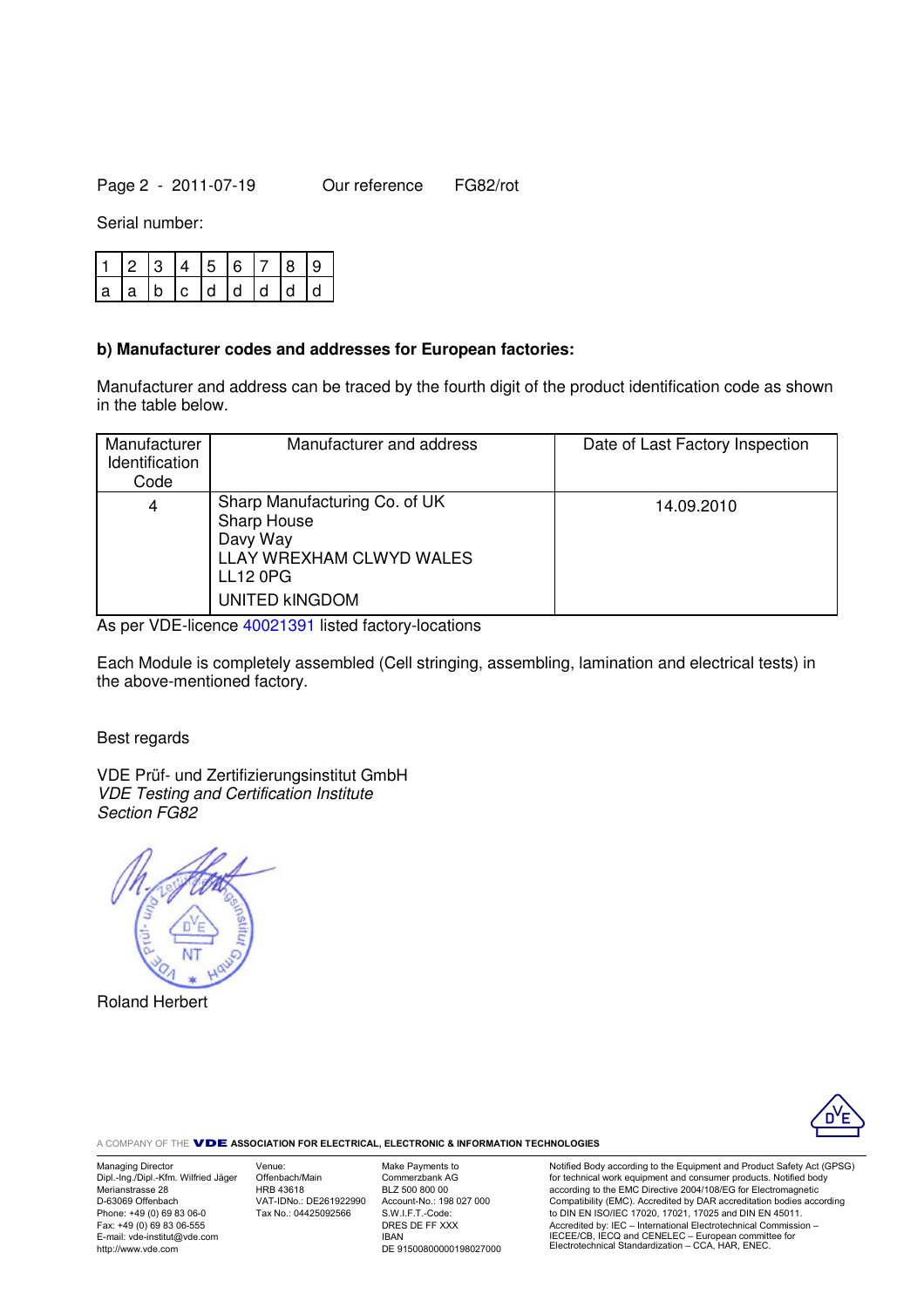Page 2 - 2011-07-19 Our reference FG82/rot

Serial number:

| | | | | | | | | |
|---|---|---|---|---|---|---|---|---|
| 1 | 2 | 3 | 4 | 5 | 6 | 7 | 8 | 9 |
| a | a | b | c | d | d | d | d | d |

**b) Manufacturer codes and addresses for European factories:**

Manufacturer and address can be traced by the fourth digit of the product identification code as shown in the table below.

| Manufacturer Identification Code | Manufacturer and address | Date of Last Factory Inspection |
|---|---|---|
| 4 | Sharp Manufacturing Co. of UK<br>Sharp House<br>Davy Way<br>LLAY WREXHAM CLWYD WALES<br>LL12 0PG<br>UNITED kINGDOM | 14.09.2010 |

As per VDE-licence 40021391 listed factory-locations

Each Module is completely assembled (Cell stringing, assembling, lamination and electrical tests) in the above-mentioned factory.

Best regards

VDE Prüf- und Zertifizierungsinstitut GmbH
*VDE Testing and Certification Institute*
*Section FG82*

Roland Herbert

A COMPANY OF THE VDE ASSOCIATION FOR ELECTRICAL, ELECTRONIC & INFORMATION TECHNOLOGIES

Managing Director
Dipl.-Ing./Dipl.-Kfm. Wilfried Jäger
Merianstrasse 28
D-63069 Offenbach
Phone: +49 (0) 69 83 06-0
Fax: +49 (0) 69 83 06-555
E-mail: vde-institut@vde.com
http://www.vde.com

Venue:
Offenbach/Main
HRB 43618
VAT-IDNo.: DE261922990
Tax No.: 04425092566

Make Payments to
Commerzbank AG
BLZ 500 800 00
Account-No.: 198 027 000
S.W.I.F.T.-Code:
DRES DE FF XXX
IBAN
DE 91500800000198027000

Notified Body according to the Equipment and Product Safety Act (GPSG) for technical work equipment and consumer products. Notified body according to the EMC Directive 2004/108/EG for Electromagnetic Compatibility (EMC). Accredited by DAR accreditation bodies according to DIN EN ISO/IEC 17020, 17021, 17025 and DIN EN 45011.
Accredited by: IEC – International Electrotechnical Commission – IECEE/CB, IECQ and CENELEC – European committee for Electrotechnical Standardization – CCA, HAR, ENEC.